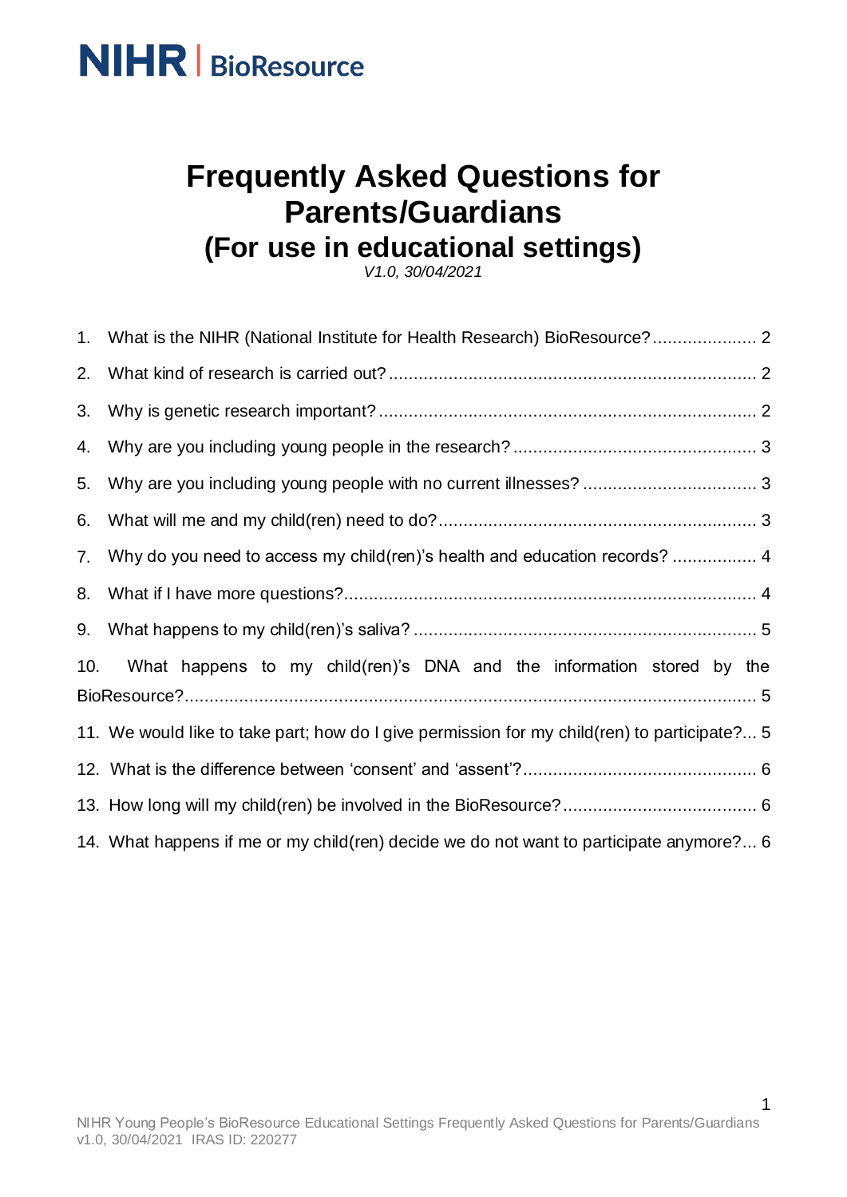NIHR | BioResource

# Frequently Asked Questions for Parents/Guardians (For use in educational settings)

*V1.0, 30/04/2021*

1. What is the NIHR (National Institute for Health Research) BioResource? ..................... 2
2. What kind of research is carried out? ......................................................................... 2
3. Why is genetic research important? ........................................................................... 2
4. Why are you including young people in the research? ................................................ 3
5. Why are you including young people with no current illnesses? .................................. 3
6. What will me and my child(ren) need to do? ............................................................... 3
7. Why do you need to access my child(ren)'s health and education records? ................ 4
8. What if I have more questions? .................................................................................. 4
9. What happens to my child(ren)'s saliva? .................................................................... 5
10. What happens to my child(ren)'s DNA and the information stored by the BioResource? ................................................................................................................ 5
11. We would like to take part; how do I give permission for my child(ren) to participate? ... 5
12. What is the difference between 'consent' and 'assent'? ............................................... 6
13. How long will my child(ren) be involved in the BioResource? ....................................... 6
14. What happens if me or my child(ren) decide we do not want to participate anymore? ... 6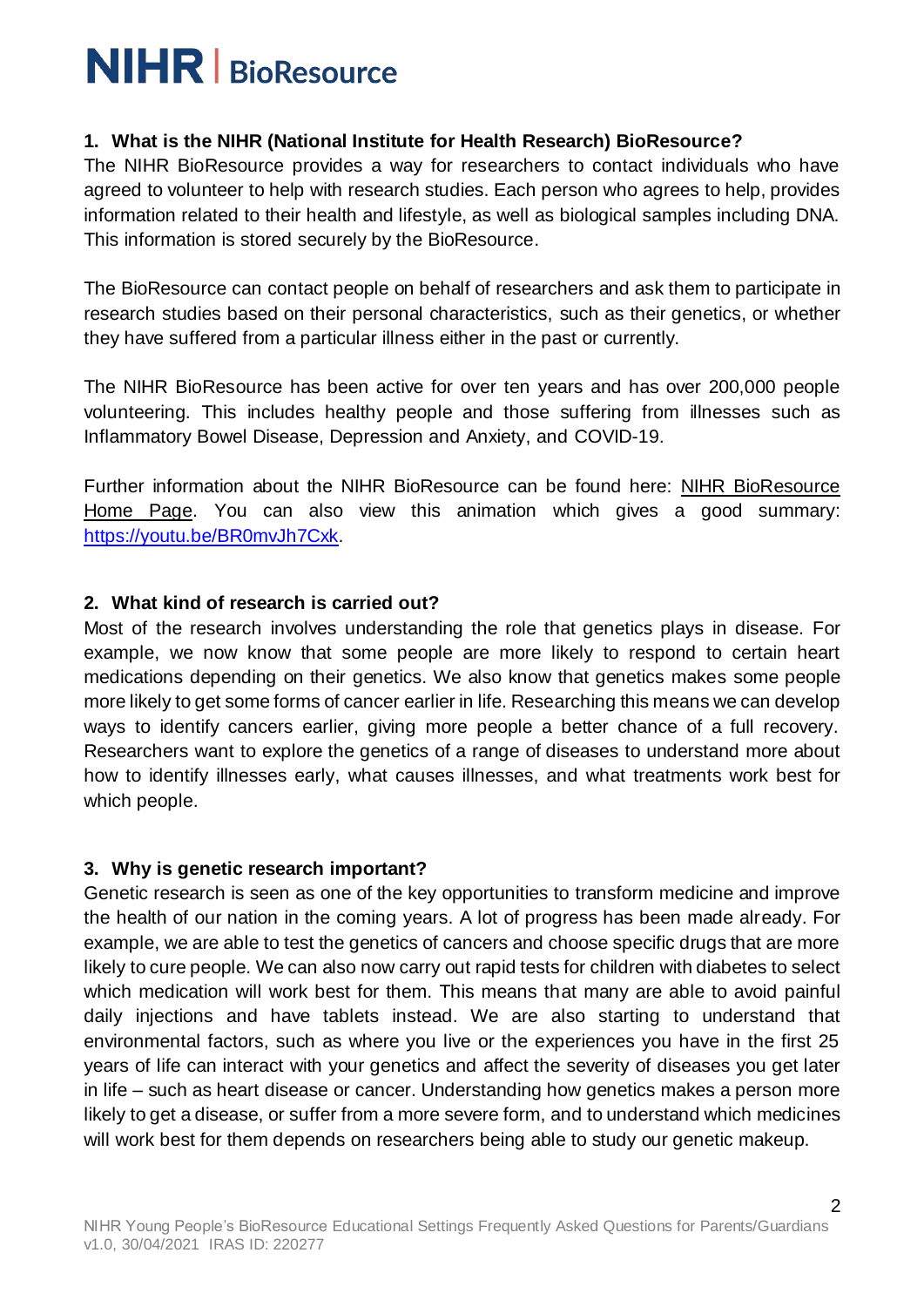## 1. What is the NIHR (National Institute for Health Research) BioResource?

The NIHR BioResource provides a way for researchers to contact individuals who have agreed to volunteer to help with research studies. Each person who agrees to help, provides information related to their health and lifestyle, as well as biological samples including DNA. This information is stored securely by the BioResource.

The BioResource can contact people on behalf of researchers and ask them to participate in research studies based on their personal characteristics, such as their genetics, or whether they have suffered from a particular illness either in the past or currently.

The NIHR BioResource has been active for over ten years and has over 200,000 people volunteering. This includes healthy people and those suffering from illnesses such as Inflammatory Bowel Disease, Depression and Anxiety, and COVID-19.

Further information about the NIHR BioResource can be found here: NIHR BioResource Home Page. You can also view this animation which gives a good summary: https://youtu.be/BR0mvJh7Cxk.

## 2. What kind of research is carried out?

Most of the research involves understanding the role that genetics plays in disease. For example, we now know that some people are more likely to respond to certain heart medications depending on their genetics. We also know that genetics makes some people more likely to get some forms of cancer earlier in life. Researching this means we can develop ways to identify cancers earlier, giving more people a better chance of a full recovery. Researchers want to explore the genetics of a range of diseases to understand more about how to identify illnesses early, what causes illnesses, and what treatments work best for which people.

## 3. Why is genetic research important?

Genetic research is seen as one of the key opportunities to transform medicine and improve the health of our nation in the coming years. A lot of progress has been made already. For example, we are able to test the genetics of cancers and choose specific drugs that are more likely to cure people. We can also now carry out rapid tests for children with diabetes to select which medication will work best for them. This means that many are able to avoid painful daily injections and have tablets instead. We are also starting to understand that environmental factors, such as where you live or the experiences you have in the first 25 years of life can interact with your genetics and affect the severity of diseases you get later in life – such as heart disease or cancer. Understanding how genetics makes a person more likely to get a disease, or suffer from a more severe form, and to understand which medicines will work best for them depends on researchers being able to study our genetic makeup.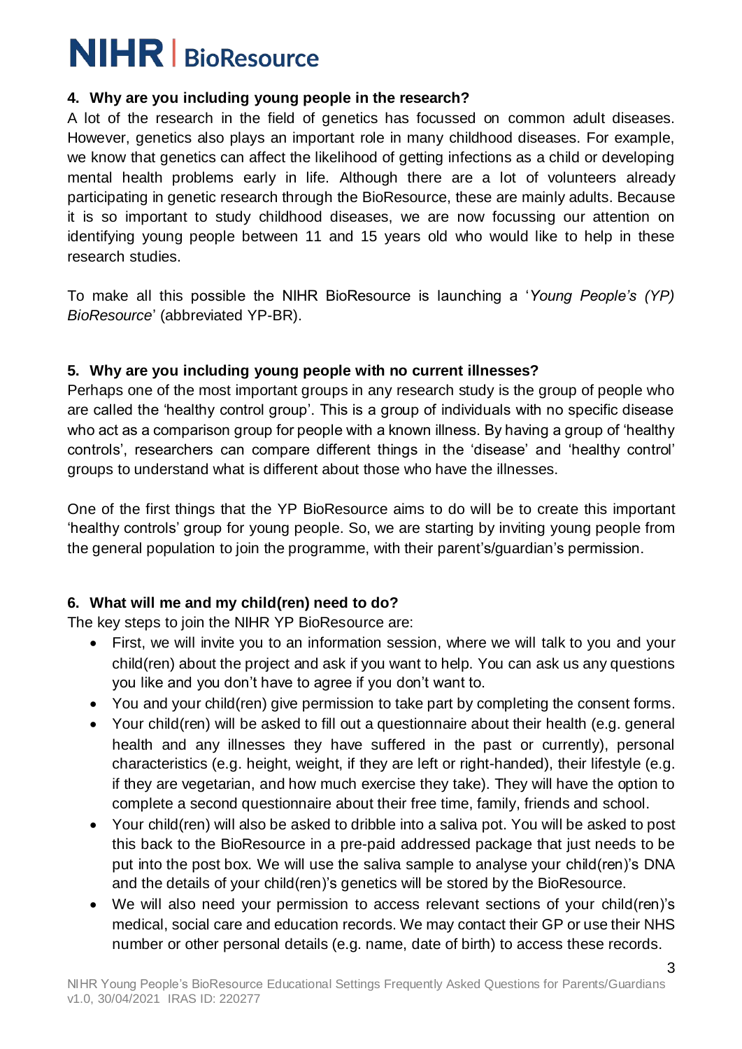### 4. Why are you including young people in the research?

A lot of the research in the field of genetics has focussed on common adult diseases. However, genetics also plays an important role in many childhood diseases. For example, we know that genetics can affect the likelihood of getting infections as a child or developing mental health problems early in life. Although there are a lot of volunteers already participating in genetic research through the BioResource, these are mainly adults. Because it is so important to study childhood diseases, we are now focussing our attention on identifying young people between 11 and 15 years old who would like to help in these research studies.

To make all this possible the NIHR BioResource is launching a '*Young People's (YP) BioResource*' (abbreviated YP-BR).

### 5. Why are you including young people with no current illnesses?

Perhaps one of the most important groups in any research study is the group of people who are called the 'healthy control group'. This is a group of individuals with no specific disease who act as a comparison group for people with a known illness. By having a group of 'healthy controls', researchers can compare different things in the 'disease' and 'healthy control' groups to understand what is different about those who have the illnesses.

One of the first things that the YP BioResource aims to do will be to create this important 'healthy controls' group for young people. So, we are starting by inviting young people from the general population to join the programme, with their parent's/guardian's permission.

### 6. What will me and my child(ren) need to do?

The key steps to join the NIHR YP BioResource are:

- First, we will invite you to an information session, where we will talk to you and your child(ren) about the project and ask if you want to help. You can ask us any questions you like and you don't have to agree if you don't want to.
- You and your child(ren) give permission to take part by completing the consent forms.
- Your child(ren) will be asked to fill out a questionnaire about their health (e.g. general health and any illnesses they have suffered in the past or currently), personal characteristics (e.g. height, weight, if they are left or right-handed), their lifestyle (e.g. if they are vegetarian, and how much exercise they take). They will have the option to complete a second questionnaire about their free time, family, friends and school.
- Your child(ren) will also be asked to dribble into a saliva pot. You will be asked to post this back to the BioResource in a pre-paid addressed package that just needs to be put into the post box. We will use the saliva sample to analyse your child(ren)'s DNA and the details of your child(ren)'s genetics will be stored by the BioResource.
- We will also need your permission to access relevant sections of your child(ren)'s medical, social care and education records. We may contact their GP or use their NHS number or other personal details (e.g. name, date of birth) to access these records.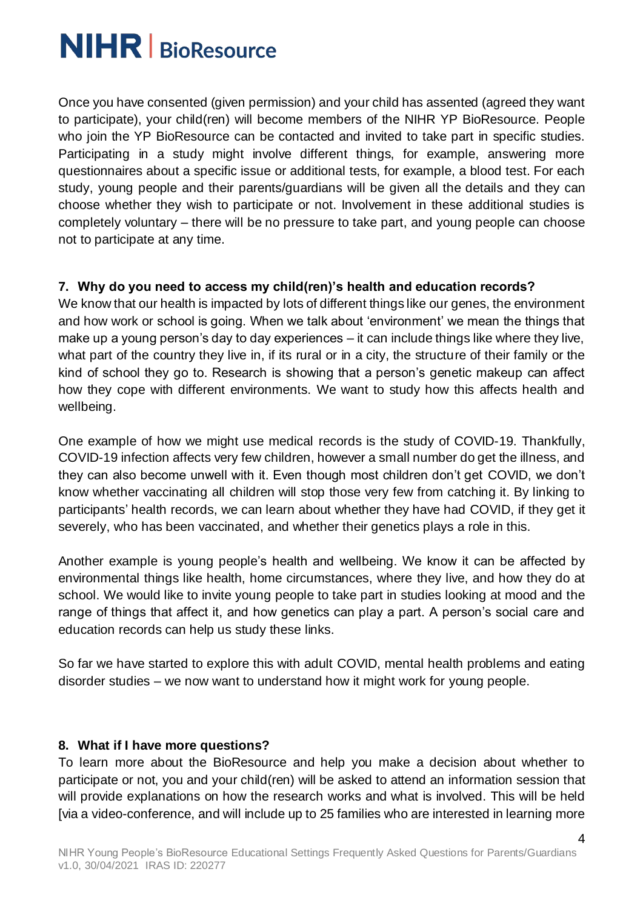Once you have consented (given permission) and your child has assented (agreed they want to participate), your child(ren) will become members of the NIHR YP BioResource. People who join the YP BioResource can be contacted and invited to take part in specific studies. Participating in a study might involve different things, for example, answering more questionnaires about a specific issue or additional tests, for example, a blood test. For each study, young people and their parents/guardians will be given all the details and they can choose whether they wish to participate or not. Involvement in these additional studies is completely voluntary – there will be no pressure to take part, and young people can choose not to participate at any time.

### 7. Why do you need to access my child(ren)'s health and education records?

We know that our health is impacted by lots of different things like our genes, the environment and how work or school is going. When we talk about 'environment' we mean the things that make up a young person's day to day experiences – it can include things like where they live, what part of the country they live in, if its rural or in a city, the structure of their family or the kind of school they go to. Research is showing that a person's genetic makeup can affect how they cope with different environments. We want to study how this affects health and wellbeing.

One example of how we might use medical records is the study of COVID-19. Thankfully, COVID-19 infection affects very few children, however a small number do get the illness, and they can also become unwell with it. Even though most children don't get COVID, we don't know whether vaccinating all children will stop those very few from catching it. By linking to participants' health records, we can learn about whether they have had COVID, if they get it severely, who has been vaccinated, and whether their genetics plays a role in this.

Another example is young people's health and wellbeing. We know it can be affected by environmental things like health, home circumstances, where they live, and how they do at school. We would like to invite young people to take part in studies looking at mood and the range of things that affect it, and how genetics can play a part. A person's social care and education records can help us study these links.

So far we have started to explore this with adult COVID, mental health problems and eating disorder studies – we now want to understand how it might work for young people.

### 8. What if I have more questions?

To learn more about the BioResource and help you make a decision about whether to participate or not, you and your child(ren) will be asked to attend an information session that will provide explanations on how the research works and what is involved. This will be held [via a video-conference, and will include up to 25 families who are interested in learning more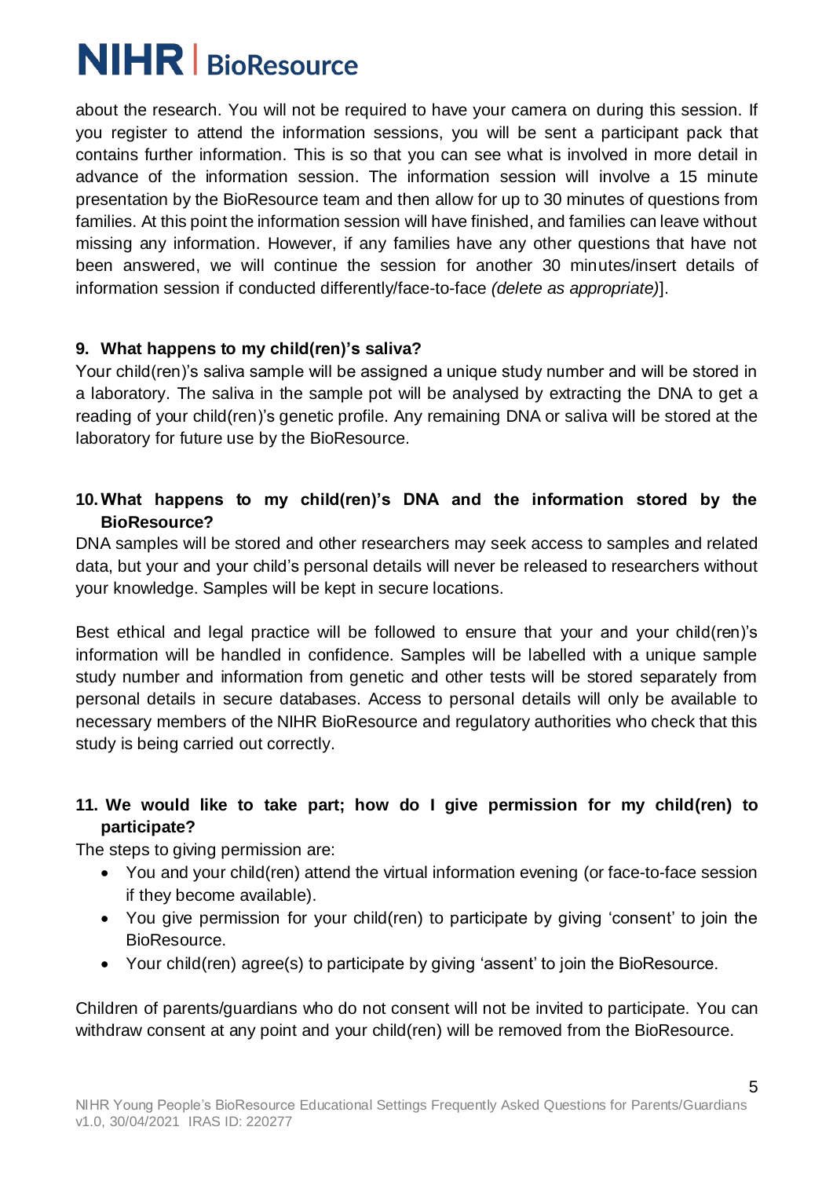about the research. You will not be required to have your camera on during this session. If you register to attend the information sessions, you will be sent a participant pack that contains further information. This is so that you can see what is involved in more detail in advance of the information session. The information session will involve a 15 minute presentation by the BioResource team and then allow for up to 30 minutes of questions from families. At this point the information session will have finished, and families can leave without missing any information. However, if any families have any other questions that have not been answered, we will continue the session for another 30 minutes/insert details of information session if conducted differently/face-to-face *(delete as appropriate)*].

### 9. What happens to my child(ren)'s saliva?

Your child(ren)'s saliva sample will be assigned a unique study number and will be stored in a laboratory. The saliva in the sample pot will be analysed by extracting the DNA to get a reading of your child(ren)'s genetic profile. Any remaining DNA or saliva will be stored at the laboratory for future use by the BioResource.

### 10. What happens to my child(ren)'s DNA and the information stored by the BioResource?

DNA samples will be stored and other researchers may seek access to samples and related data, but your and your child's personal details will never be released to researchers without your knowledge. Samples will be kept in secure locations.

Best ethical and legal practice will be followed to ensure that your and your child(ren)'s information will be handled in confidence. Samples will be labelled with a unique sample study number and information from genetic and other tests will be stored separately from personal details in secure databases. Access to personal details will only be available to necessary members of the NIHR BioResource and regulatory authorities who check that this study is being carried out correctly.

### 11. We would like to take part; how do I give permission for my child(ren) to participate?

The steps to giving permission are:

- You and your child(ren) attend the virtual information evening (or face-to-face session if they become available).
- You give permission for your child(ren) to participate by giving 'consent' to join the BioResource.
- Your child(ren) agree(s) to participate by giving 'assent' to join the BioResource.

Children of parents/guardians who do not consent will not be invited to participate. You can withdraw consent at any point and your child(ren) will be removed from the BioResource.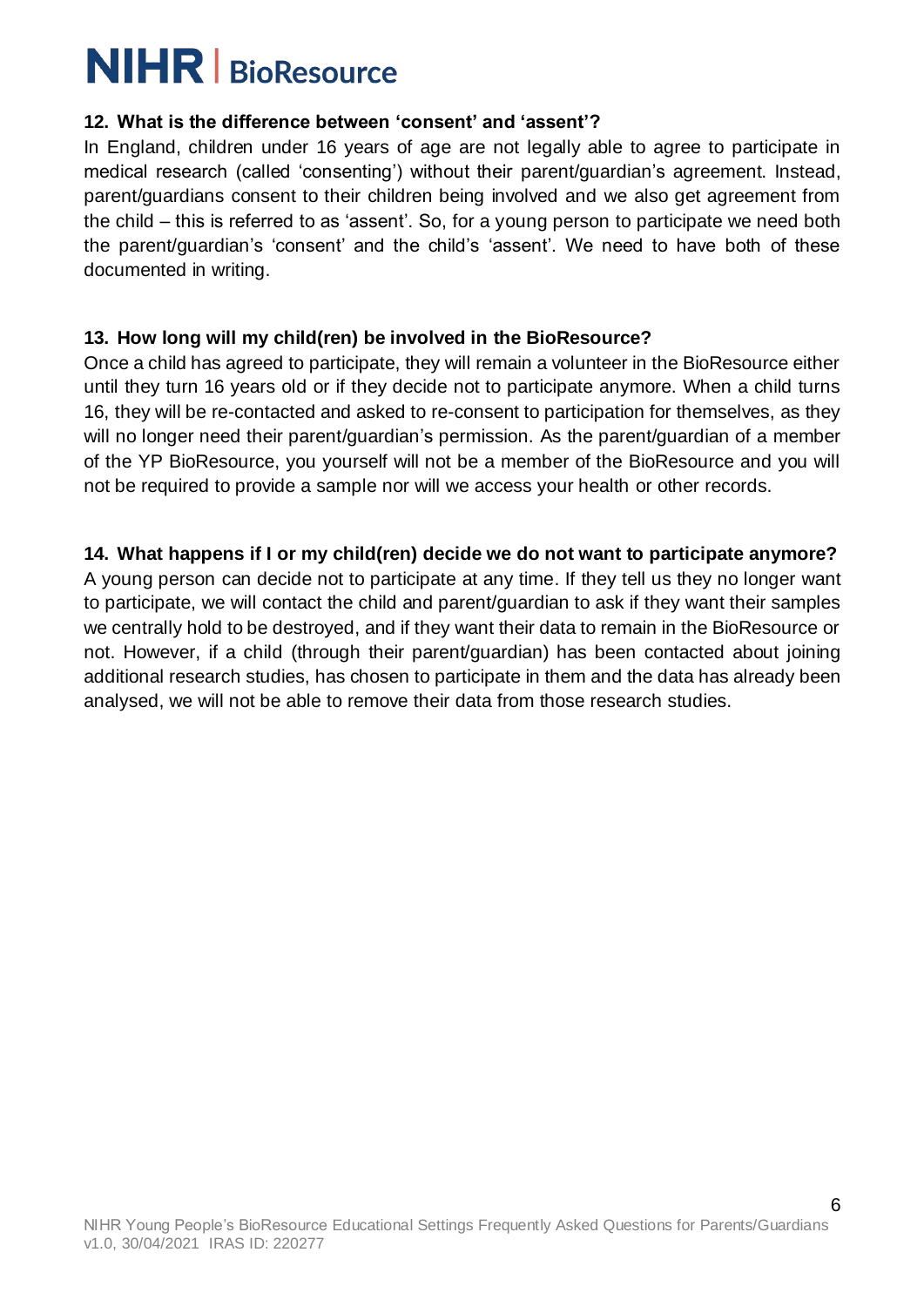### 12. What is the difference between 'consent' and 'assent'?

In England, children under 16 years of age are not legally able to agree to participate in medical research (called 'consenting') without their parent/guardian's agreement. Instead, parent/guardians consent to their children being involved and we also get agreement from the child – this is referred to as 'assent'. So, for a young person to participate we need both the parent/guardian's 'consent' and the child's 'assent'. We need to have both of these documented in writing.

### 13. How long will my child(ren) be involved in the BioResource?

Once a child has agreed to participate, they will remain a volunteer in the BioResource either until they turn 16 years old or if they decide not to participate anymore. When a child turns 16, they will be re-contacted and asked to re-consent to participation for themselves, as they will no longer need their parent/guardian's permission. As the parent/guardian of a member of the YP BioResource, you yourself will not be a member of the BioResource and you will not be required to provide a sample nor will we access your health or other records.

### 14. What happens if I or my child(ren) decide we do not want to participate anymore?

A young person can decide not to participate at any time. If they tell us they no longer want to participate, we will contact the child and parent/guardian to ask if they want their samples we centrally hold to be destroyed, and if they want their data to remain in the BioResource or not. However, if a child (through their parent/guardian) has been contacted about joining additional research studies, has chosen to participate in them and the data has already been analysed, we will not be able to remove their data from those research studies.